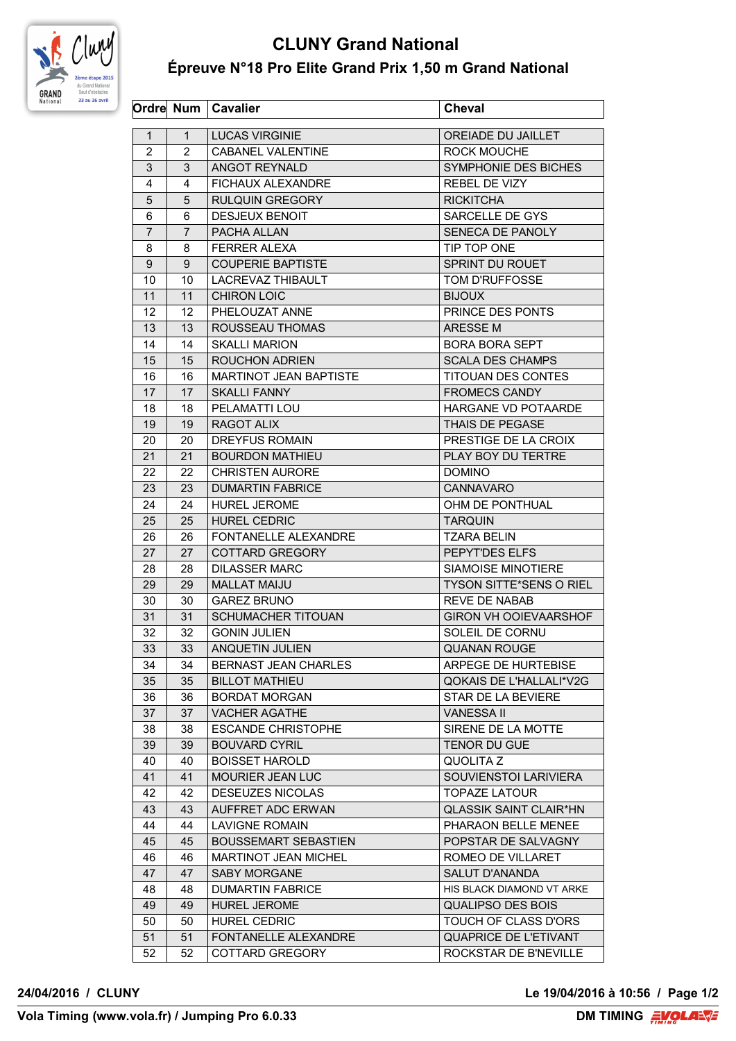# CLUNY Grand National

## Épreuve N°18 Pro Elite Grand Prix 1,50 m Grand National

| Ordre | Num | Cavalier | Cheval |
|---|---|---|---|
| 1 | 1 | LUCAS VIRGINIE | OREIADE DU JAILLET |
| 2 | 2 | CABANEL VALENTINE | ROCK MOUCHE |
| 3 | 3 | ANGOT REYNALD | SYMPHONIE DES BICHES |
| 4 | 4 | FICHAUX ALEXANDRE | REBEL DE VIZY |
| 5 | 5 | RULQUIN GREGORY | RICKITCHA |
| 6 | 6 | DESJEUX BENOIT | SARCELLE DE GYS |
| 7 | 7 | PACHA ALLAN | SENECA DE PANOLY |
| 8 | 8 | FERRER ALEXA | TIP TOP ONE |
| 9 | 9 | COUPERIE BAPTISTE | SPRINT DU ROUET |
| 10 | 10 | LACREVAZ THIBAULT | TOM D'RUFFOSSE |
| 11 | 11 | CHIRON LOIC | BIJOUX |
| 12 | 12 | PHELOUZAT ANNE | PRINCE DES PONTS |
| 13 | 13 | ROUSSEAU THOMAS | ARESSE M |
| 14 | 14 | SKALLI MARION | BORA BORA SEPT |
| 15 | 15 | ROUCHON ADRIEN | SCALA DES CHAMPS |
| 16 | 16 | MARTINOT JEAN BAPTISTE | TITOUAN DES CONTES |
| 17 | 17 | SKALLI FANNY | FROMECS CANDY |
| 18 | 18 | PELAMATTI LOU | HARGANE VD POTAARDE |
| 19 | 19 | RAGOT ALIX | THAIS DE PEGASE |
| 20 | 20 | DREYFUS ROMAIN | PRESTIGE DE LA CROIX |
| 21 | 21 | BOURDON MATHIEU | PLAY BOY DU TERTRE |
| 22 | 22 | CHRISTEN AURORE | DOMINO |
| 23 | 23 | DUMARTIN FABRICE | CANNAVARO |
| 24 | 24 | HUREL JEROME | OHM DE PONTHUAL |
| 25 | 25 | HUREL CEDRIC | TARQUIN |
| 26 | 26 | FONTANELLE ALEXANDRE | TZARA BELIN |
| 27 | 27 | COTTARD GREGORY | PEPYT'DES ELFS |
| 28 | 28 | DILASSER MARC | SIAMOISE MINOTIERE |
| 29 | 29 | MALLAT MAIJU | TYSON SITTE*SENS O RIEL |
| 30 | 30 | GAREZ BRUNO | REVE DE NABAB |
| 31 | 31 | SCHUMACHER TITOUAN | GIRON VH OOIEVAARSHOF |
| 32 | 32 | GONIN JULIEN | SOLEIL DE CORNU |
| 33 | 33 | ANQUETIN JULIEN | QUANAN ROUGE |
| 34 | 34 | BERNAST JEAN CHARLES | ARPEGE DE HURTEBISE |
| 35 | 35 | BILLOT MATHIEU | QOKAIS DE L'HALLALI*V2G |
| 36 | 36 | BORDAT MORGAN | STAR DE LA BEVIERE |
| 37 | 37 | VACHER AGATHE | VANESSA II |
| 38 | 38 | ESCANDE CHRISTOPHE | SIRENE DE LA MOTTE |
| 39 | 39 | BOUVARD CYRIL | TENOR DU GUE |
| 40 | 40 | BOISSET HAROLD | QUOLITA Z |
| 41 | 41 | MOURIER JEAN LUC | SOUVIENSTOI LARIVIERA |
| 42 | 42 | DESEUZES NICOLAS | TOPAZE LATOUR |
| 43 | 43 | AUFFRET ADC ERWAN | QLASSIK SAINT CLAIR*HN |
| 44 | 44 | LAVIGNE ROMAIN | PHARAON BELLE MENEE |
| 45 | 45 | BOUSSEMART SEBASTIEN | POPSTAR DE SALVAGNY |
| 46 | 46 | MARTINOT JEAN MICHEL | ROMEO DE VILLARET |
| 47 | 47 | SABY MORGANE | SALUT D'ANANDA |
| 48 | 48 | DUMARTIN FABRICE | HIS BLACK DIAMOND VT ARKE |
| 49 | 49 | HUREL JEROME | QUALIPSO DES BOIS |
| 50 | 50 | HUREL CEDRIC | TOUCH OF CLASS D'ORS |
| 51 | 51 | FONTANELLE ALEXANDRE | QUAPRICE DE L'ETIVANT |
| 52 | 52 | COTTARD GREGORY | ROCKSTAR DE B'NEVILLE |

**24/04/2016 / CLUNY** — **Le 19/04/2016 à 10:56**

**Vola Timing (www.vola.fr) / Jumping Pro 6.0.33** — **DM TIMING**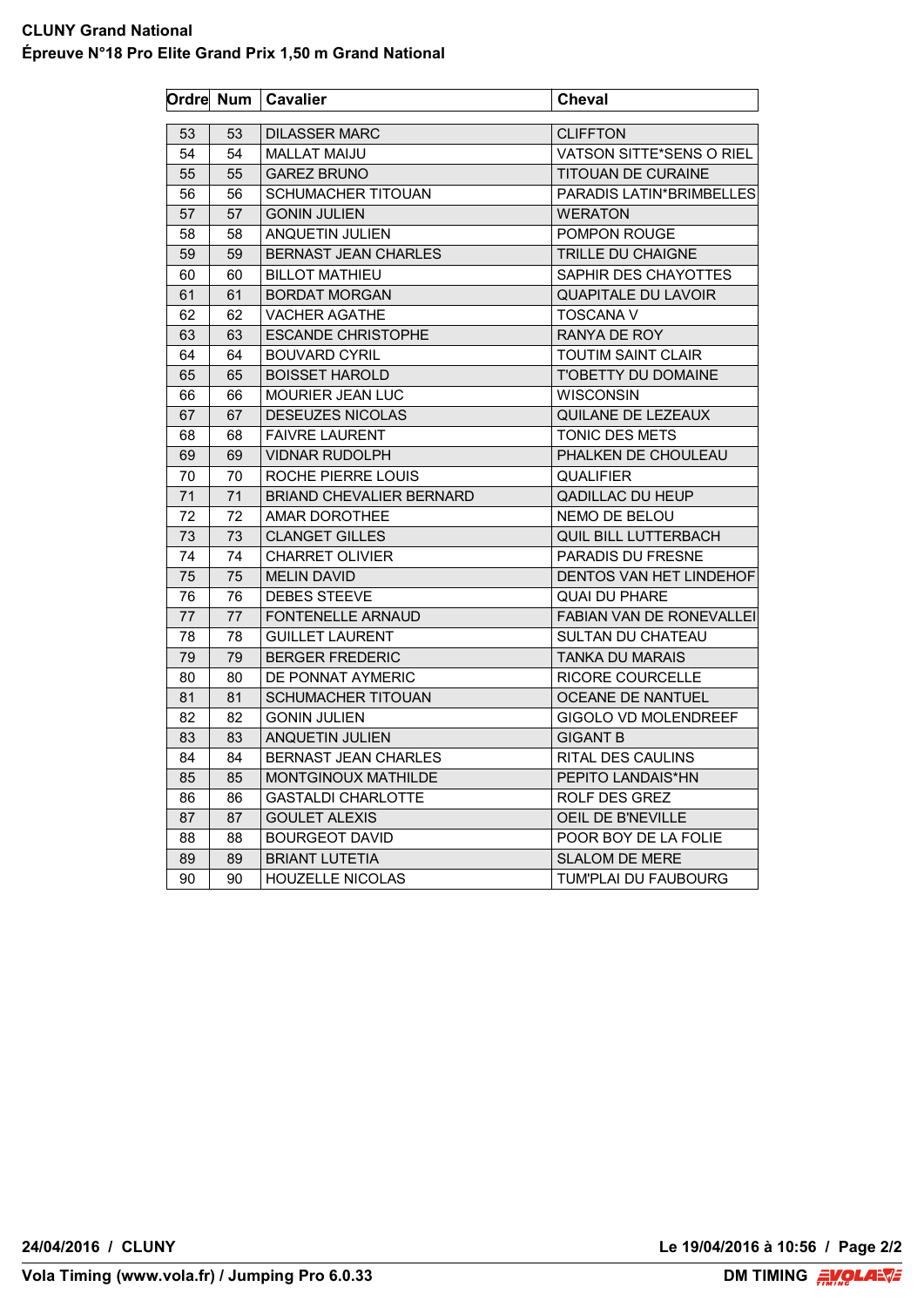**CLUNY Grand National**

**Épreuve N°18 Pro Elite Grand Prix 1,50 m Grand National**

| Ordre | Num | Cavalier | Cheval |
|---|---|---|---|
| 53 | 53 | DILASSER MARC | CLIFFTON |
| 54 | 54 | MALLAT MAIJU | VATSON SITTE*SENS O RIEL |
| 55 | 55 | GAREZ BRUNO | TITOUAN DE CURAINE |
| 56 | 56 | SCHUMACHER TITOUAN | PARADIS LATIN*BRIMBELLES |
| 57 | 57 | GONIN JULIEN | WERATON |
| 58 | 58 | ANQUETIN JULIEN | POMPON ROUGE |
| 59 | 59 | BERNAST JEAN CHARLES | TRILLE DU CHAIGNE |
| 60 | 60 | BILLOT MATHIEU | SAPHIR DES CHAYOTTES |
| 61 | 61 | BORDAT MORGAN | QUAPITALE DU LAVOIR |
| 62 | 62 | VACHER AGATHE | TOSCANA V |
| 63 | 63 | ESCANDE CHRISTOPHE | RANYA DE ROY |
| 64 | 64 | BOUVARD CYRIL | TOUTIM SAINT CLAIR |
| 65 | 65 | BOISSET HAROLD | T'OBETTY DU DOMAINE |
| 66 | 66 | MOURIER JEAN LUC | WISCONSIN |
| 67 | 67 | DESEUZES NICOLAS | QUILANE DE LEZEAUX |
| 68 | 68 | FAIVRE LAURENT | TONIC DES METS |
| 69 | 69 | VIDNAR RUDOLPH | PHALKEN DE CHOULEAU |
| 70 | 70 | ROCHE PIERRE LOUIS | QUALIFIER |
| 71 | 71 | BRIAND CHEVALIER BERNARD | QADILLAC DU HEUP |
| 72 | 72 | AMAR DOROTHEE | NEMO DE BELOU |
| 73 | 73 | CLANGET GILLES | QUIL BILL LUTTERBACH |
| 74 | 74 | CHARRET OLIVIER | PARADIS DU FRESNE |
| 75 | 75 | MELIN DAVID | DENTOS VAN HET LINDEHOF |
| 76 | 76 | DEBES STEEVE | QUAI DU PHARE |
| 77 | 77 | FONTENELLE ARNAUD | FABIAN VAN DE RONEVALLEI |
| 78 | 78 | GUILLET LAURENT | SULTAN DU CHATEAU |
| 79 | 79 | BERGER FREDERIC | TANKA DU MARAIS |
| 80 | 80 | DE PONNAT AYMERIC | RICORE COURCELLE |
| 81 | 81 | SCHUMACHER TITOUAN | OCEANE DE NANTUEL |
| 82 | 82 | GONIN JULIEN | GIGOLO VD MOLENDREEF |
| 83 | 83 | ANQUETIN JULIEN | GIGANT B |
| 84 | 84 | BERNAST JEAN CHARLES | RITAL DES CAULINS |
| 85 | 85 | MONTGINOUX MATHILDE | PEPITO LANDAIS*HN |
| 86 | 86 | GASTALDI CHARLOTTE | ROLF DES GREZ |
| 87 | 87 | GOULET ALEXIS | OEIL DE B'NEVILLE |
| 88 | 88 | BOURGEOT DAVID | POOR BOY DE LA FOLIE |
| 89 | 89 | BRIANT LUTETIA | SLALOM DE MERE |
| 90 | 90 | HOUZELLE NICOLAS | TUM'PLAI DU FAUBOURG |